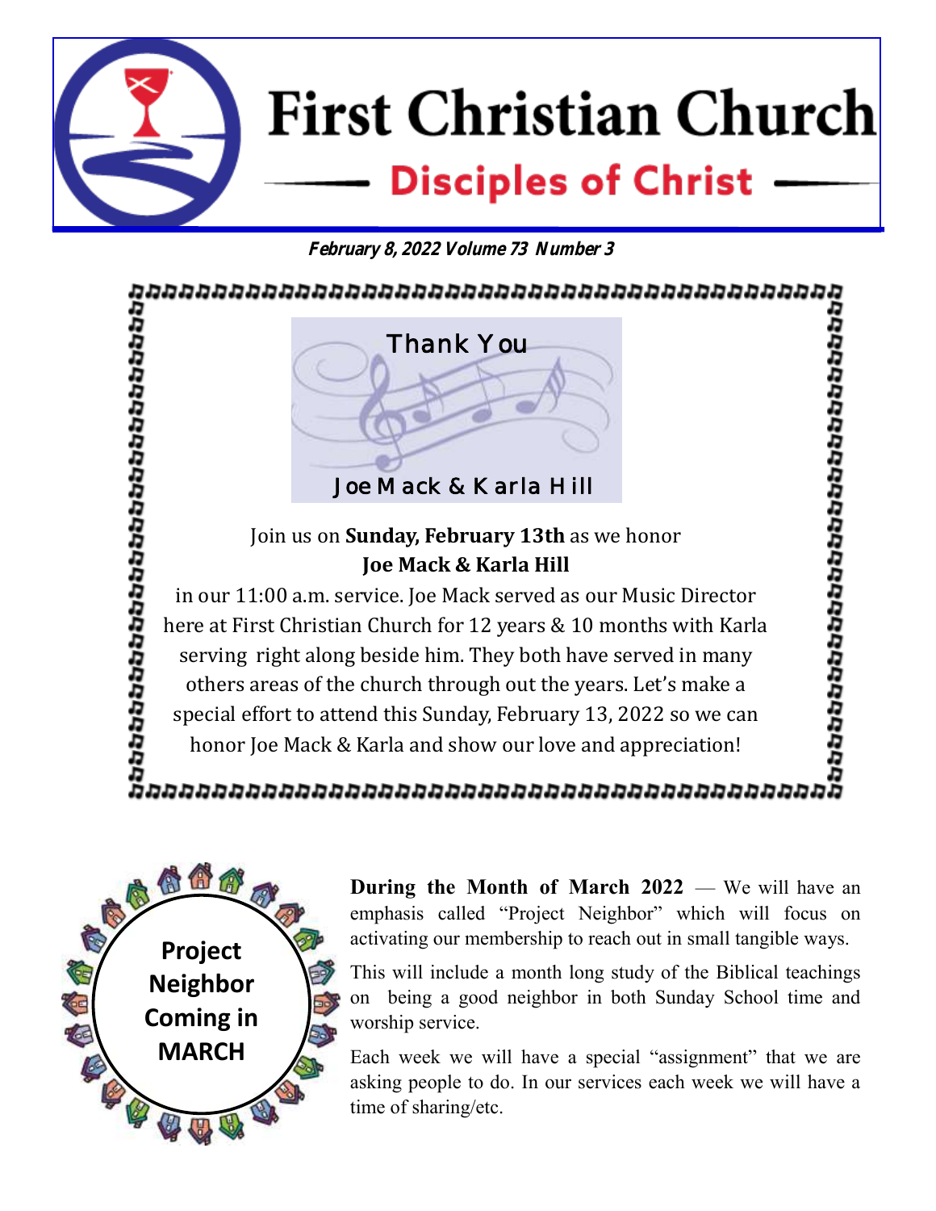# First Christian Church

## Disciples of Christ

***February 8, 2022 Volume 73 Number 3***

### Thank You

### Joe Mack & Karla Hill

Join us on **Sunday, February 13th** as we honor
**Joe Mack & Karla Hill**
in our 11:00 a.m. service. Joe Mack served as our Music Director here at First Christian Church for 12 years & 10 months with Karla serving right along beside him. They both have served in many others areas of the church through out the years. Let's make a special effort to attend this Sunday, February 13, 2022 so we can honor Joe Mack & Karla and show our love and appreciation!

**Project Neighbor Coming in MARCH**

**During the Month of March 2022** — We will have an emphasis called "Project Neighbor" which will focus on activating our membership to reach out in small tangible ways.

This will include a month long study of the Biblical teachings on being a good neighbor in both Sunday School time and worship service.

Each week we will have a special "assignment" that we are asking people to do. In our services each week we will have a time of sharing/etc.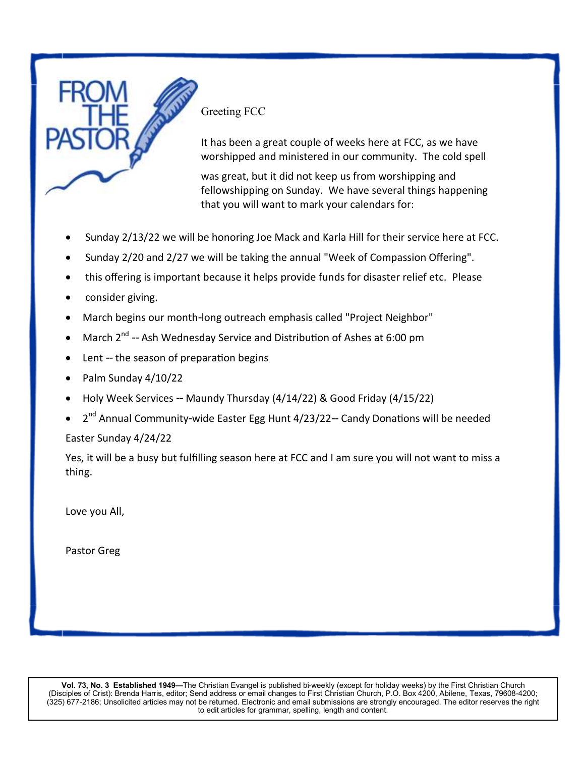# FROM THE PASTOR

Greeting FCC

It has been a great couple of weeks here at FCC, as we have worshipped and ministered in our community. The cold spell was great, but it did not keep us from worshipping and fellowshipping on Sunday. We have several things happening that you will want to mark your calendars for:

- Sunday 2/13/22 we will be honoring Joe Mack and Karla Hill for their service here at FCC.
- Sunday 2/20 and 2/27 we will be taking the annual "Week of Compassion Offering".
- this offering is important because it helps provide funds for disaster relief etc. Please
- consider giving.
- March begins our month-long outreach emphasis called "Project Neighbor"
- March 2nd -- Ash Wednesday Service and Distribution of Ashes at 6:00 pm
- Lent -- the season of preparation begins
- Palm Sunday 4/10/22
- Holy Week Services -- Maundy Thursday (4/14/22) & Good Friday (4/15/22)
- 2nd Annual Community-wide Easter Egg Hunt 4/23/22-- Candy Donations will be needed

Easter Sunday 4/24/22

Yes, it will be a busy but fulfilling season here at FCC and I am sure you will not want to miss a thing.

Love you All,

Pastor Greg

**Vol. 73, No. 3 Established 1949—**The Christian Evangel is published bi-weekly (except for holiday weeks) by the First Christian Church (Disciples of Crist): Brenda Harris, editor; Send address or email changes to First Christian Church, P.O. Box 4200, Abilene, Texas, 79608-4200; (325) 677-2186; Unsolicited articles may not be returned. Electronic and email submissions are strongly encouraged. The editor reserves the right to edit articles for grammar, spelling, length and content.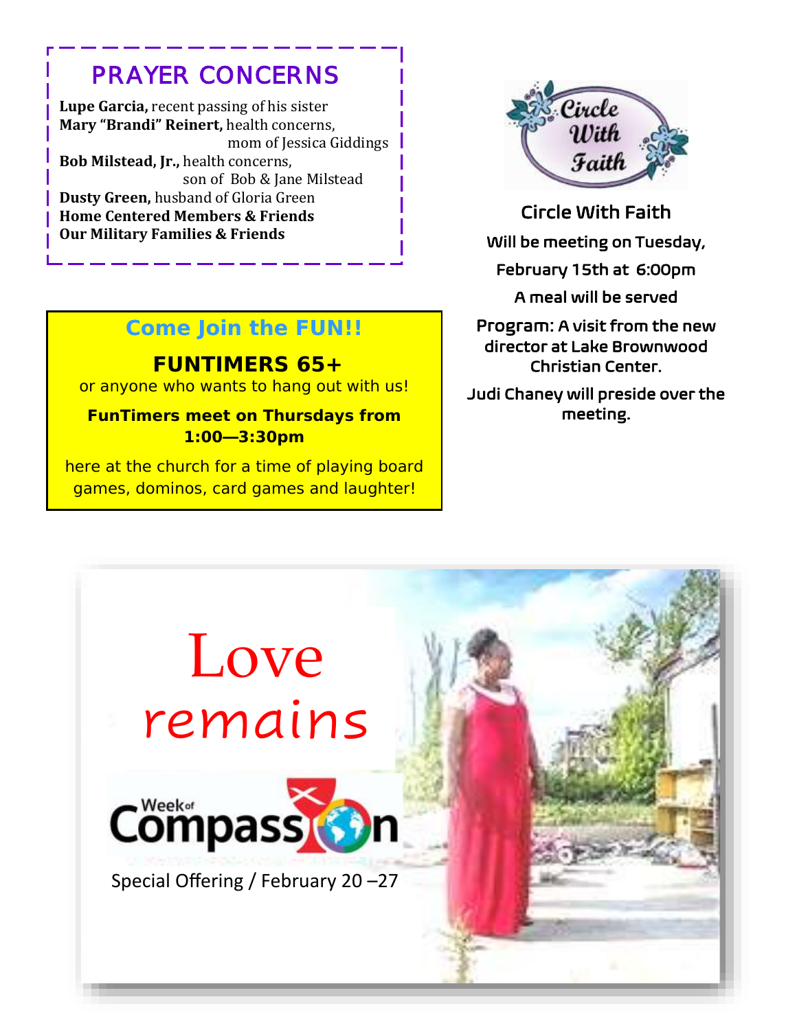## PRAYER CONCERNS

**Lupe Garcia,** recent passing of his sister
**Mary "Brandi" Reinert,** health concerns, mom of Jessica Giddings
**Bob Milstead, Jr.,** health concerns, son of Bob & Jane Milstead
**Dusty Green,** husband of Gloria Green
**Home Centered Members & Friends**
**Our Military Families & Friends**

## Come Join the FUN!!

**FUNTIMERS 65+**

or anyone who wants to hang out with us!

**FunTimers meet on Thursdays from 1:00—3:30pm**

here at the church for a time of playing board games, dominos, card games and laughter!

Circle With Faith

## Circle With Faith

Will be meeting on Tuesday, February 15th at 6:00pm

A meal will be served

Program: A visit from the new director at Lake Brownwood Christian Center.

Judi Chaney will preside over the meeting.

# Love remains

Week of Compassion

Special Offering / February 20 –27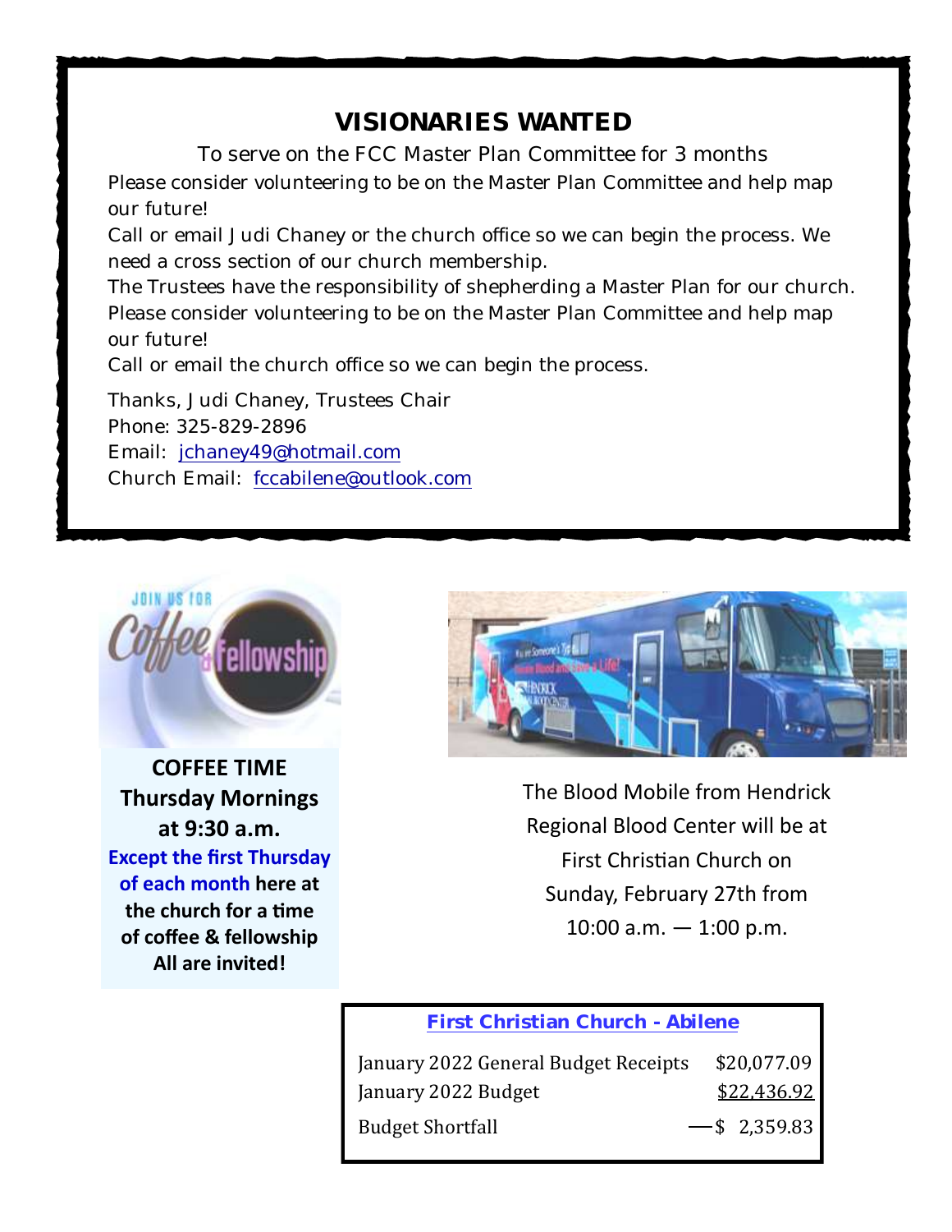## VISIONARIES WANTED

To serve on the FCC Master Plan Committee for 3 months

Please consider volunteering to be on the Master Plan Committee and help map our future!

Call or email Judi Chaney or the church office so we can begin the process. We need a cross section of our church membership.

The Trustees have the responsibility of shepherding a Master Plan for our church. Please consider volunteering to be on the Master Plan Committee and help map our future!

Call or email the church office so we can begin the process.

Thanks, Judi Chaney, Trustees Chair
Phone: 325-829-2896
Email: jchaney49@hotmail.com
Church Email: fccabilene@outlook.com

**COFFEE TIME**
**Thursday Mornings**
**at 9:30 a.m.**
**Except the first Thursday of each month here at the church for a time of coffee & fellowship**
**All are invited!**

The Blood Mobile from Hendrick Regional Blood Center will be at First Christian Church on Sunday, February 27th from 10:00 a.m. — 1:00 p.m.

**First Christian Church - Abilene**

| | |
|---|---|
| January 2022 General Budget Receipts | $20,077.09 |
| January 2022 Budget | $22,436.92 |
| Budget Shortfall | —$ 2,359.83 |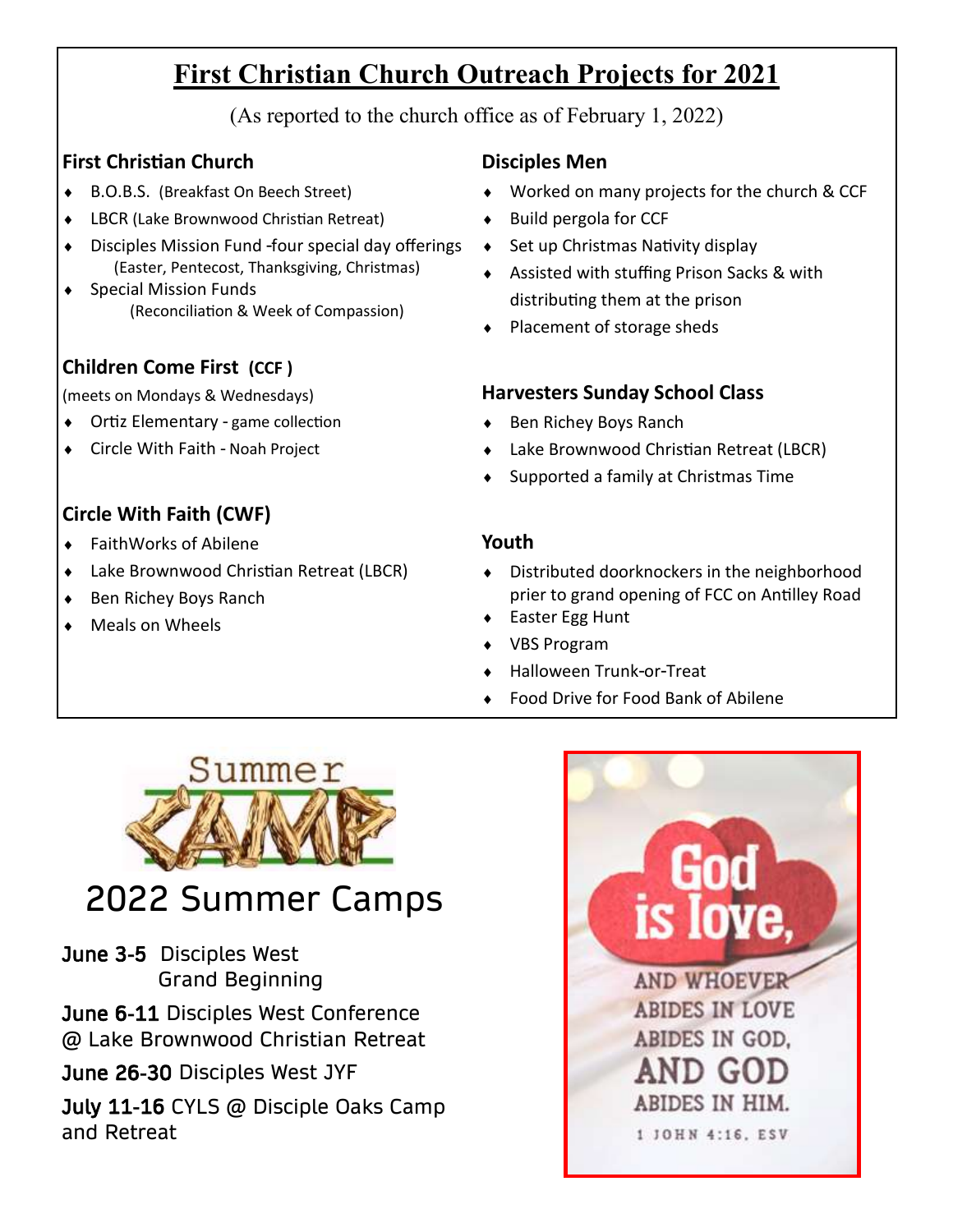# First Christian Church Outreach Projects for 2021

(As reported to the church office as of February 1, 2022)

### First Christian Church

- B.O.B.S. (Breakfast On Beech Street)
- LBCR (Lake Brownwood Christian Retreat)
- Disciples Mission Fund -four special day offerings (Easter, Pentecost, Thanksgiving, Christmas)
- Special Mission Funds (Reconciliation & Week of Compassion)

### Children Come First (CCF)

(meets on Mondays & Wednesdays)

- Ortiz Elementary - game collection
- Circle With Faith - Noah Project

### Circle With Faith (CWF)

- FaithWorks of Abilene
- Lake Brownwood Christian Retreat (LBCR)
- Ben Richey Boys Ranch
- Meals on Wheels

### Disciples Men

- Worked on many projects for the church & CCF
- Build pergola for CCF
- Set up Christmas Nativity display
- Assisted with stuffing Prison Sacks & with distributing them at the prison
- Placement of storage sheds

### Harvesters Sunday School Class

- Ben Richey Boys Ranch
- Lake Brownwood Christian Retreat (LBCR)
- Supported a family at Christmas Time

### Youth

- Distributed doorknockers in the neighborhood prier to grand opening of FCC on Antilley Road
- Easter Egg Hunt
- VBS Program
- Halloween Trunk-or-Treat
- Food Drive for Food Bank of Abilene

Summer CAMP

## 2022 Summer Camps

**June 3-5** Disciples West Grand Beginning

**June 6-11** Disciples West Conference @ Lake Brownwood Christian Retreat

**June 26-30** Disciples West JYF

**July 11-16** CYLS @ Disciple Oaks Camp and Retreat

God is love, and whoever abides in love abides in God, and God abides in him.

1 John 4:16, ESV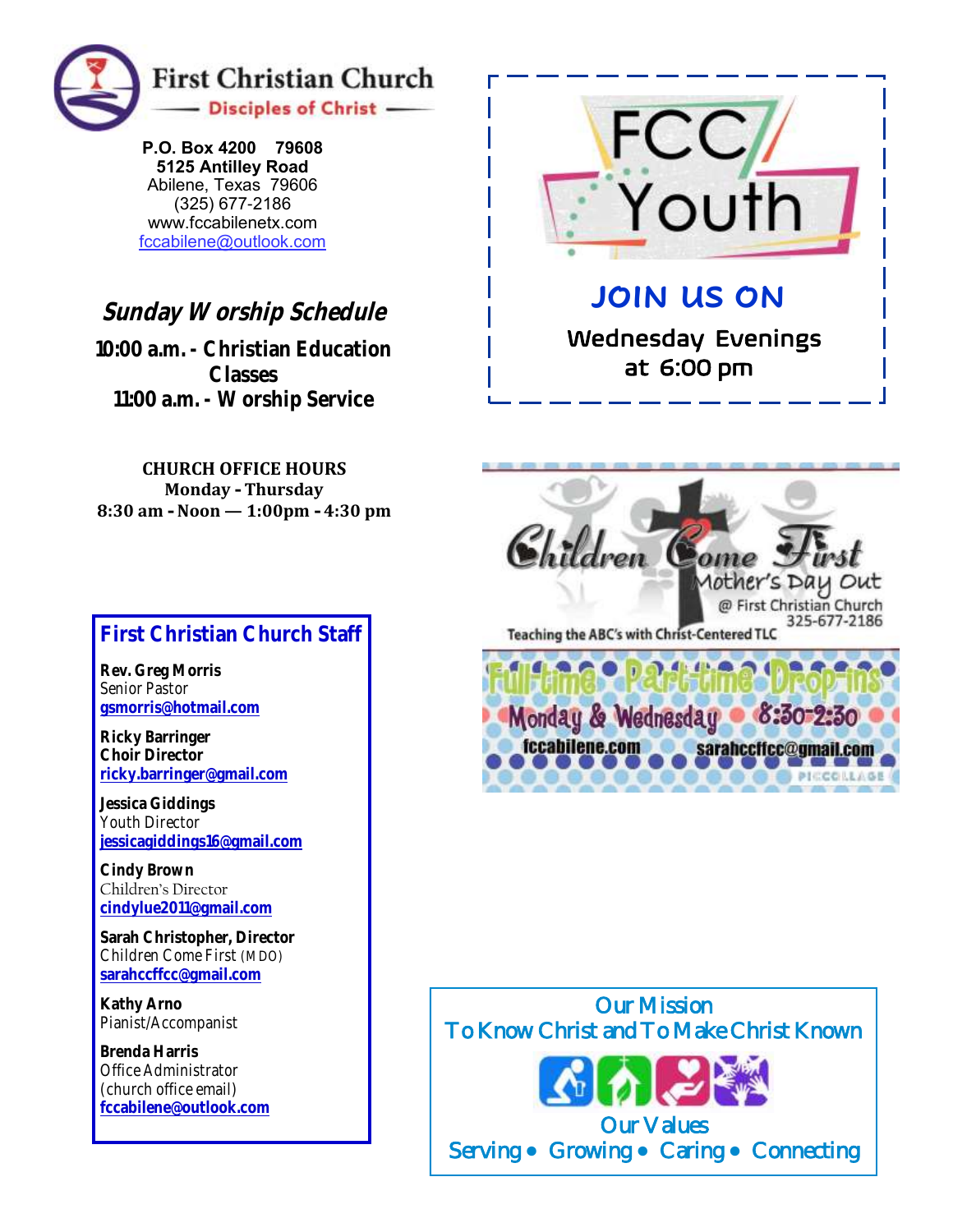# First Christian Church
Disciples of Christ

**P.O. Box 4200 79608**
**5125 Antilley Road**
Abilene, Texas 79606
(325) 677-2186
www.fccabilenetx.com
fccabilene@outlook.com

## *Sunday Worship Schedule*

**10:00 a.m. - Christian Education Classes**
**11:00 a.m. - Worship Service**

**CHURCH OFFICE HOURS**
**Monday - Thursday**
**8:30 am - Noon — 1:00pm - 4:30 pm**

## First Christian Church Staff

**Rev. Greg Morris**
Senior Pastor
gsmorris@hotmail.com

**Ricky Barringer**
**Choir Director**
ricky.barringer@gmail.com

**Jessica Giddings**
Youth Director
jessicagiddings16@gmail.com

**Cindy Brown**
Children's Director
cindylue2011@gmail.com

**Sarah Christopher, Director**
Children Come First (MDO)
sarahccffcc@gmail.com

**Kathy Arno**
Pianist/Accompanist

**Brenda Harris**
Office Administrator
(church office email)
fccabilene@outlook.com

## FCC Youth

**JOIN US ON**
Wednesday Evenings
at 6:00 pm

## Children Come First

Mother's Day Out
@ First Christian Church
325-677-2186
Teaching the ABC's with Christ-Centered TLC

Full-time • Part-time • Drop-ins
Monday & Wednesday • 8:30-2:30
fccabilene.com sarahccffcc@gmail.com

## Our Mission
To Know Christ and To Make Christ Known

## Our Values
Serving • Growing • Caring • Connecting